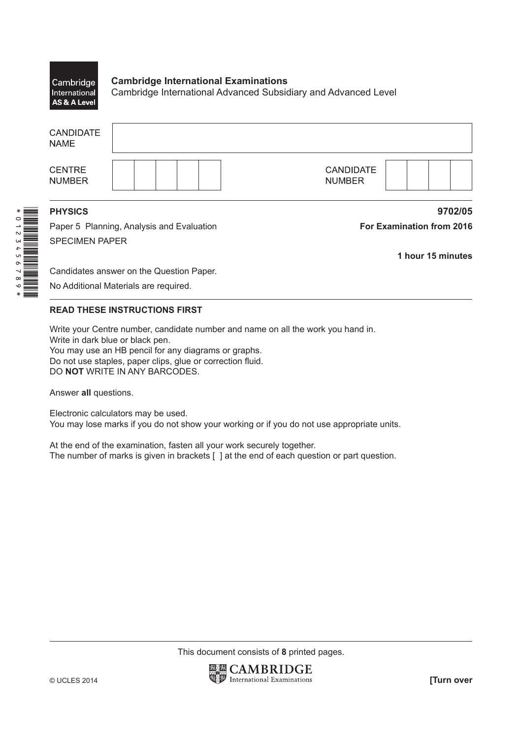Cambridge International AS & A Level

**Cambridge International Examinations**
Cambridge International Advanced Subsidiary and Advanced Level

| CANDIDATE NAME | |
|---|---|
| CENTRE NUMBER | |
| CANDIDATE NUMBER | |

**PHYSICS** **9702/05**

Paper 5 Planning, Analysis and Evaluation **For Examination from 2016**

SPECIMEN PAPER

**1 hour 15 minutes**

Candidates answer on the Question Paper.

No Additional Materials are required.

**READ THESE INSTRUCTIONS FIRST**

Write your Centre number, candidate number and name on all the work you hand in.
Write in dark blue or black pen.
You may use an HB pencil for any diagrams or graphs.
Do not use staples, paper clips, glue or correction fluid.
DO **NOT** WRITE IN ANY BARCODES.

Answer **all** questions.

Electronic calculators may be used.
You may lose marks if you do not show your working or if you do not use appropriate units.

At the end of the examination, fasten all your work securely together.
The number of marks is given in brackets [ ] at the end of each question or part question.

This document consists of **8** printed pages.

© UCLES 2014

**[Turn over**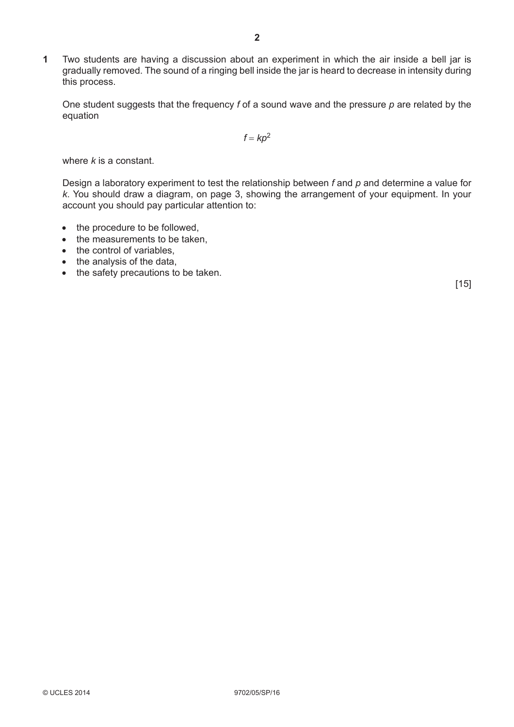**1** Two students are having a discussion about an experiment in which the air inside a bell jar is gradually removed. The sound of a ringing bell inside the jar is heard to decrease in intensity during this process.

One student suggests that the frequency $f$ of a sound wave and the pressure $p$ are related by the equation

$$f = kp^2$$

where $k$ is a constant.

Design a laboratory experiment to test the relationship between $f$ and $p$ and determine a value for $k$. You should draw a diagram, on page 3, showing the arrangement of your equipment. In your account you should pay particular attention to:

- the procedure to be followed,
- the measurements to be taken,
- the control of variables,
- the analysis of the data,
- the safety precautions to be taken.

[15]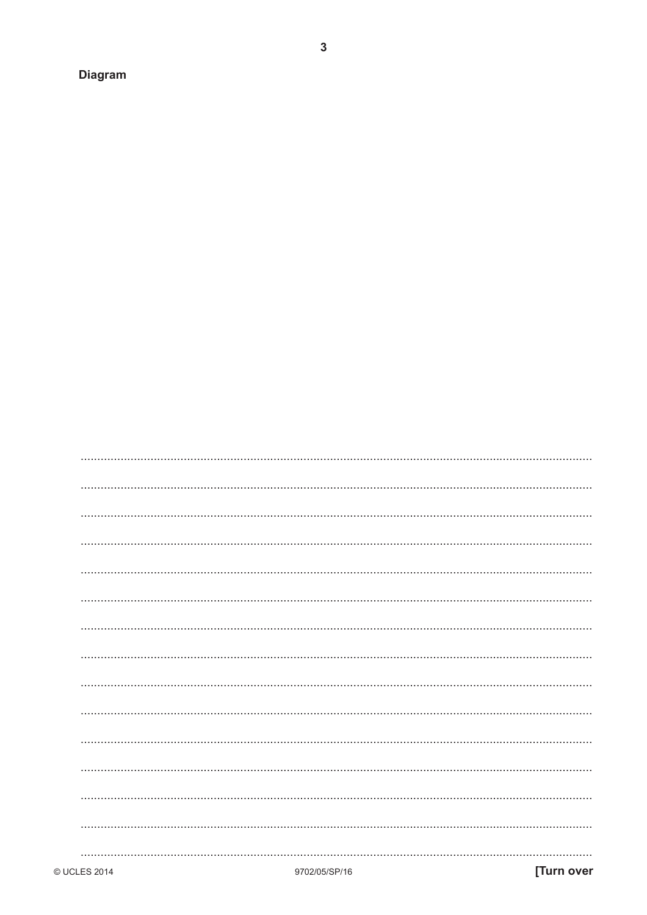**Diagram**

..........................................................................................................................................

..........................................................................................................................................

..........................................................................................................................................

..........................................................................................................................................

..........................................................................................................................................

..........................................................................................................................................

..........................................................................................................................................

..........................................................................................................................................

..........................................................................................................................................

..........................................................................................................................................

..........................................................................................................................................

..........................................................................................................................................

..........................................................................................................................................

..........................................................................................................................................

..........................................................................................................................................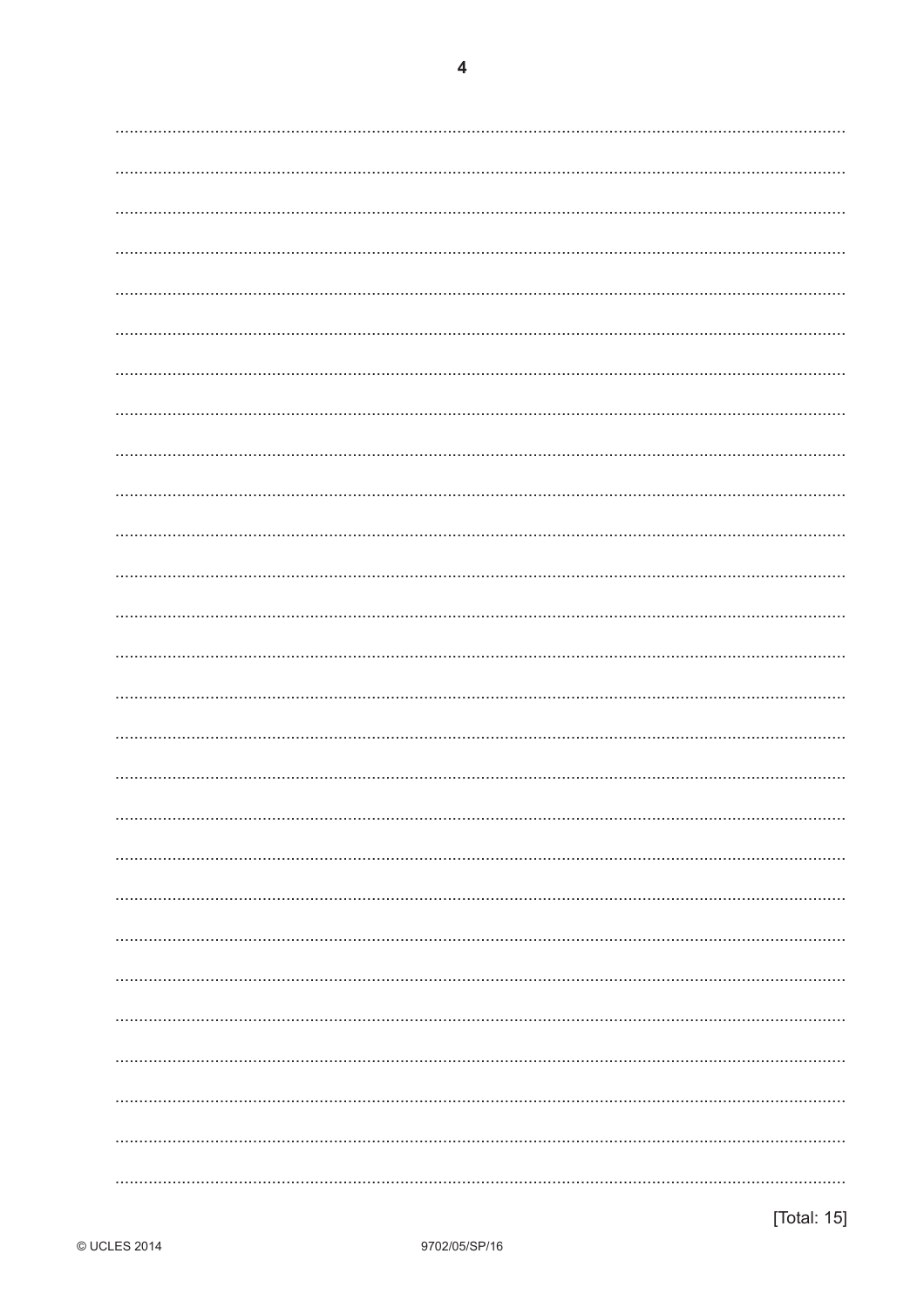[Total: 15]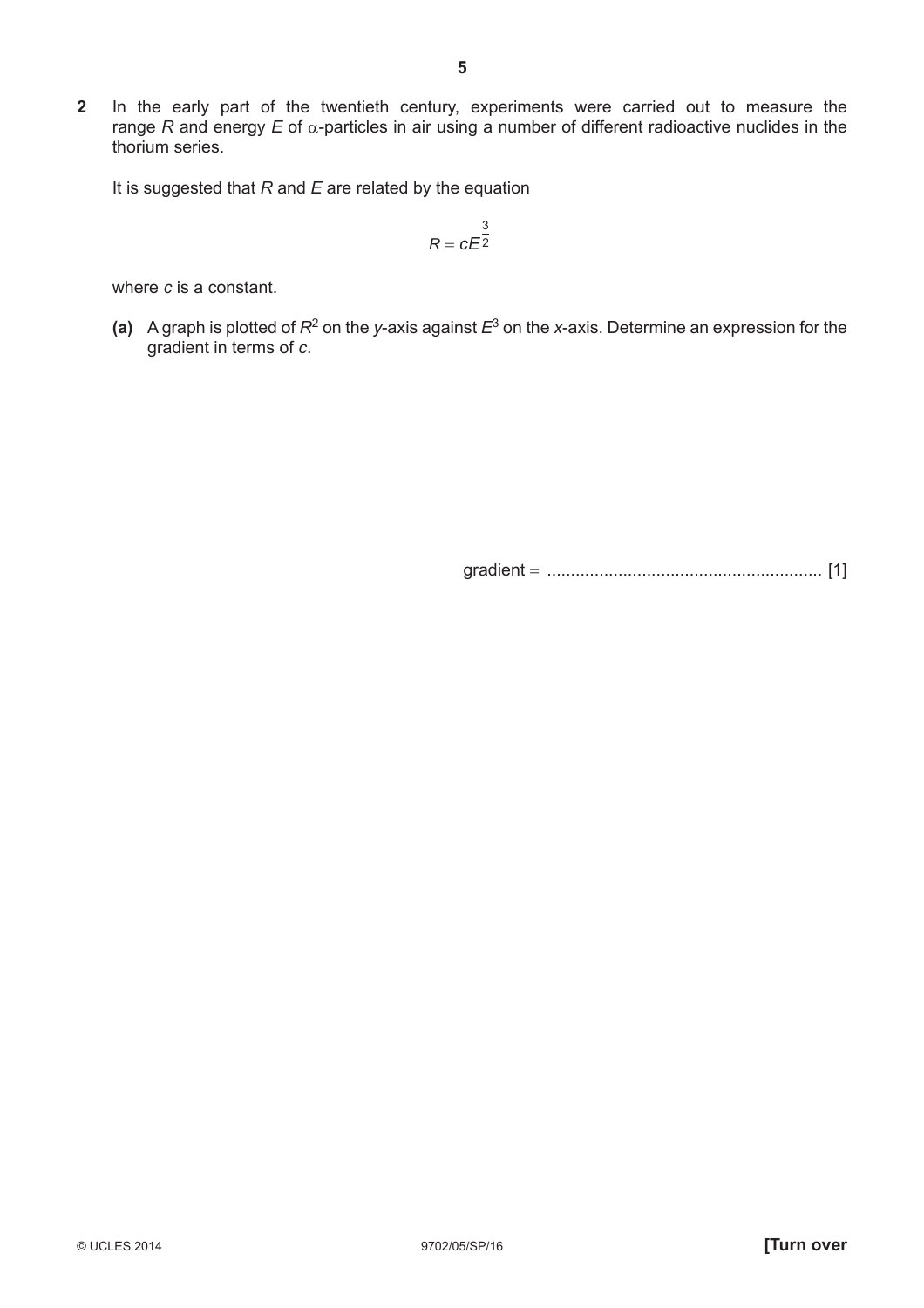**2** In the early part of the twentieth century, experiments were carried out to measure the range $R$ and energy $E$ of $\alpha$-particles in air using a number of different radioactive nuclides in the thorium series.

It is suggested that $R$ and $E$ are related by the equation

$$R = cE^{\frac{3}{2}}$$

where $c$ is a constant.

**(a)** A graph is plotted of $R^2$ on the $y$-axis against $E^3$ on the $x$-axis. Determine an expression for the gradient in terms of $c$.

gradient = .......................................................... [1]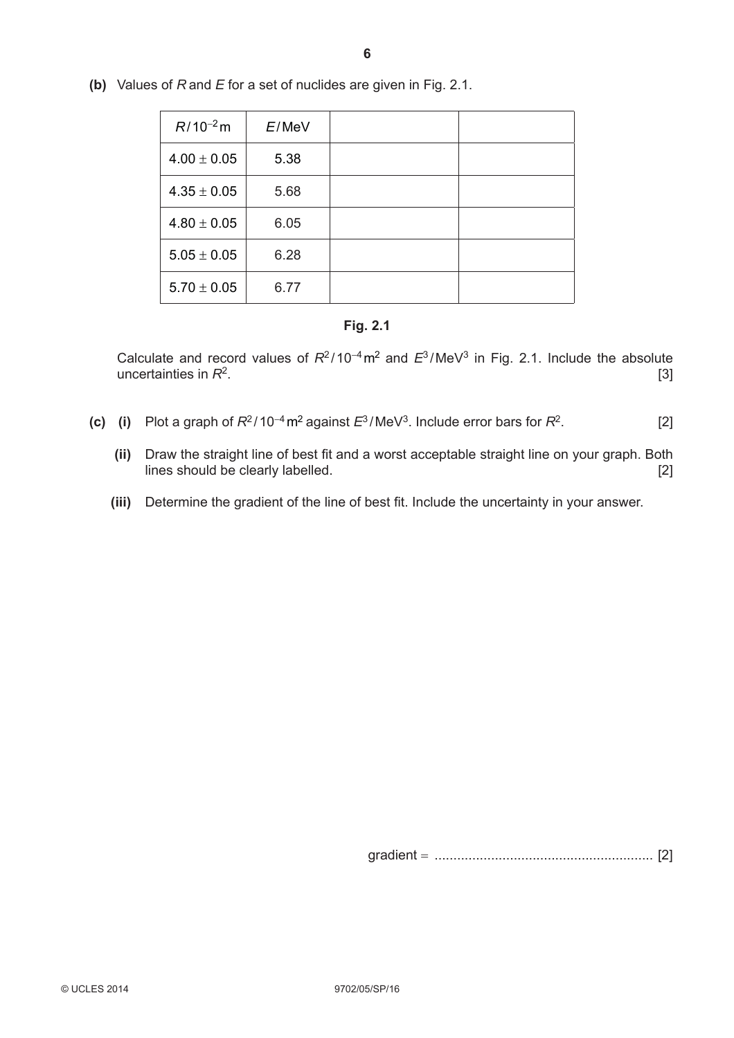(b) Values of $R$ and $E$ for a set of nuclides are given in Fig. 2.1.

| $R / 10^{-2}$ m | $E$ / MeV | | |
|---|---|---|---|
| 4.00 ± 0.05 | 5.38 | | |
| 4.35 ± 0.05 | 5.68 | | |
| 4.80 ± 0.05 | 6.05 | | |
| 5.05 ± 0.05 | 6.28 | | |
| 5.70 ± 0.05 | 6.77 | | |

**Fig. 2.1**

Calculate and record values of $R^2 / 10^{-4}$ m$^2$ and $E^3$ / MeV$^3$ in Fig. 2.1. Include the absolute uncertainties in $R^2$. [3]

(c) (i) Plot a graph of $R^2 / 10^{-4}$ m$^2$ against $E^3$ / MeV$^3$. Include error bars for $R^2$. [2]

(ii) Draw the straight line of best fit and a worst acceptable straight line on your graph. Both lines should be clearly labelled. [2]

(iii) Determine the gradient of the line of best fit. Include the uncertainty in your answer.

gradient = .......................................................... [2]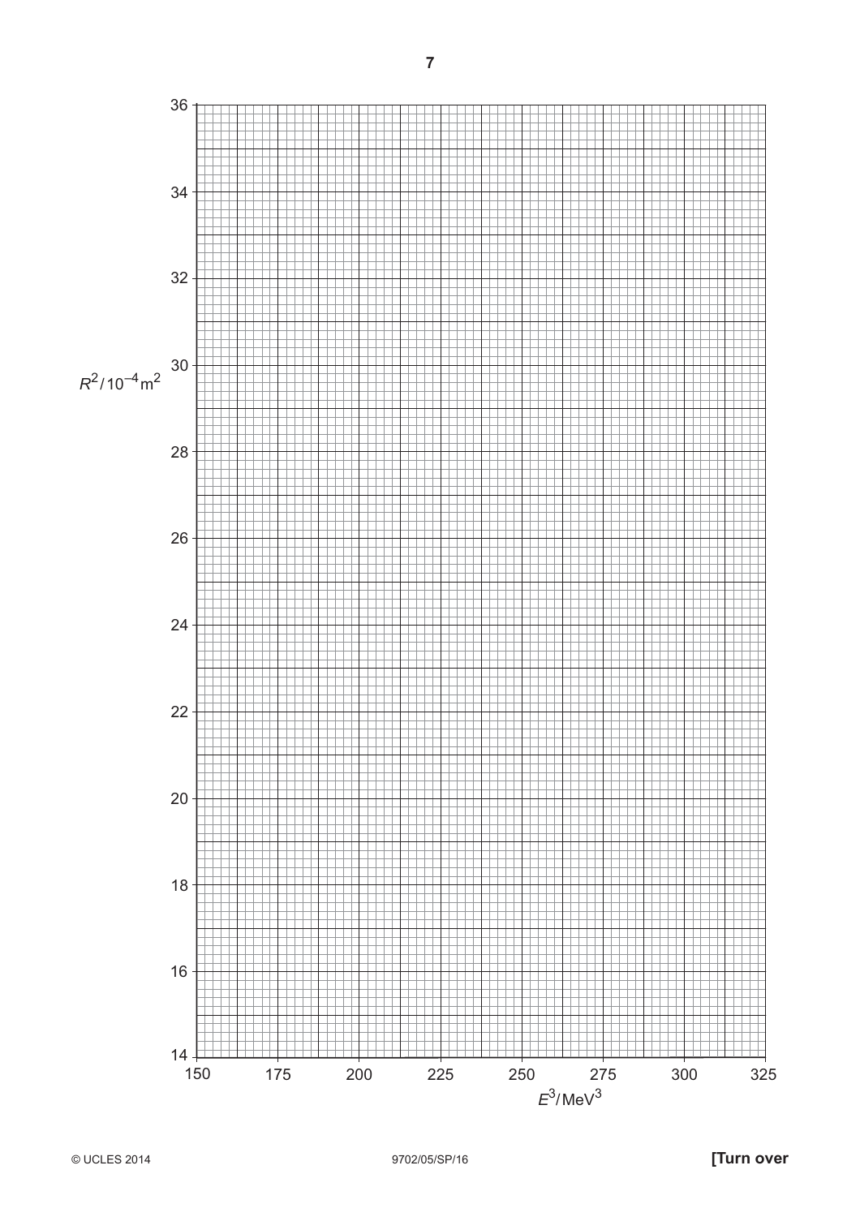$R^2 / 10^{-4}\,m^2$

36, 34, 32, 30, 28, 26, 24, 22, 20, 18, 16, 14

150, 175, 200, 225, 250, 275, 300, 325

$E^3 / MeV^3$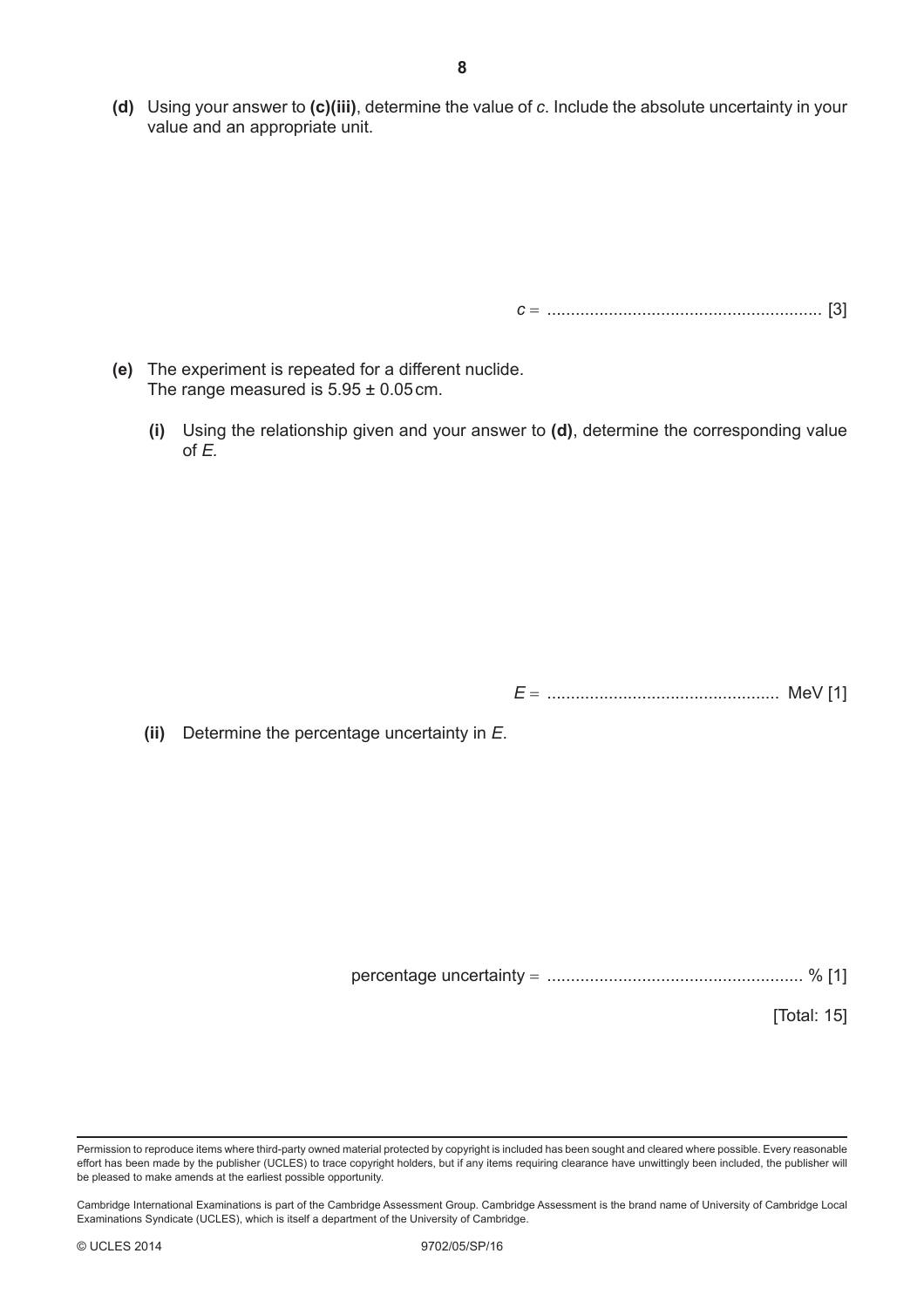**(d)** Using your answer to **(c)(iii)**, determine the value of $c$. Include the absolute uncertainty in your value and an appropriate unit.

$c$ = ........................................................ [3]

**(e)** The experiment is repeated for a different nuclide.
The range measured is $5.95 \pm 0.05$ cm.

**(i)** Using the relationship given and your answer to **(d)**, determine the corresponding value of $E$.

$E$ = ................................................ MeV [1]

**(ii)** Determine the percentage uncertainty in $E$.

percentage uncertainty = ..................................................... % [1]

[Total: 15]

Permission to reproduce items where third-party owned material protected by copyright is included has been sought and cleared where possible. Every reasonable effort has been made by the publisher (UCLES) to trace copyright holders, but if any items requiring clearance have unwittingly been included, the publisher will be pleased to make amends at the earliest possible opportunity.

Cambridge International Examinations is part of the Cambridge Assessment Group. Cambridge Assessment is the brand name of University of Cambridge Local Examinations Syndicate (UCLES), which is itself a department of the University of Cambridge.

© UCLES 2014 9702/05/SP/16